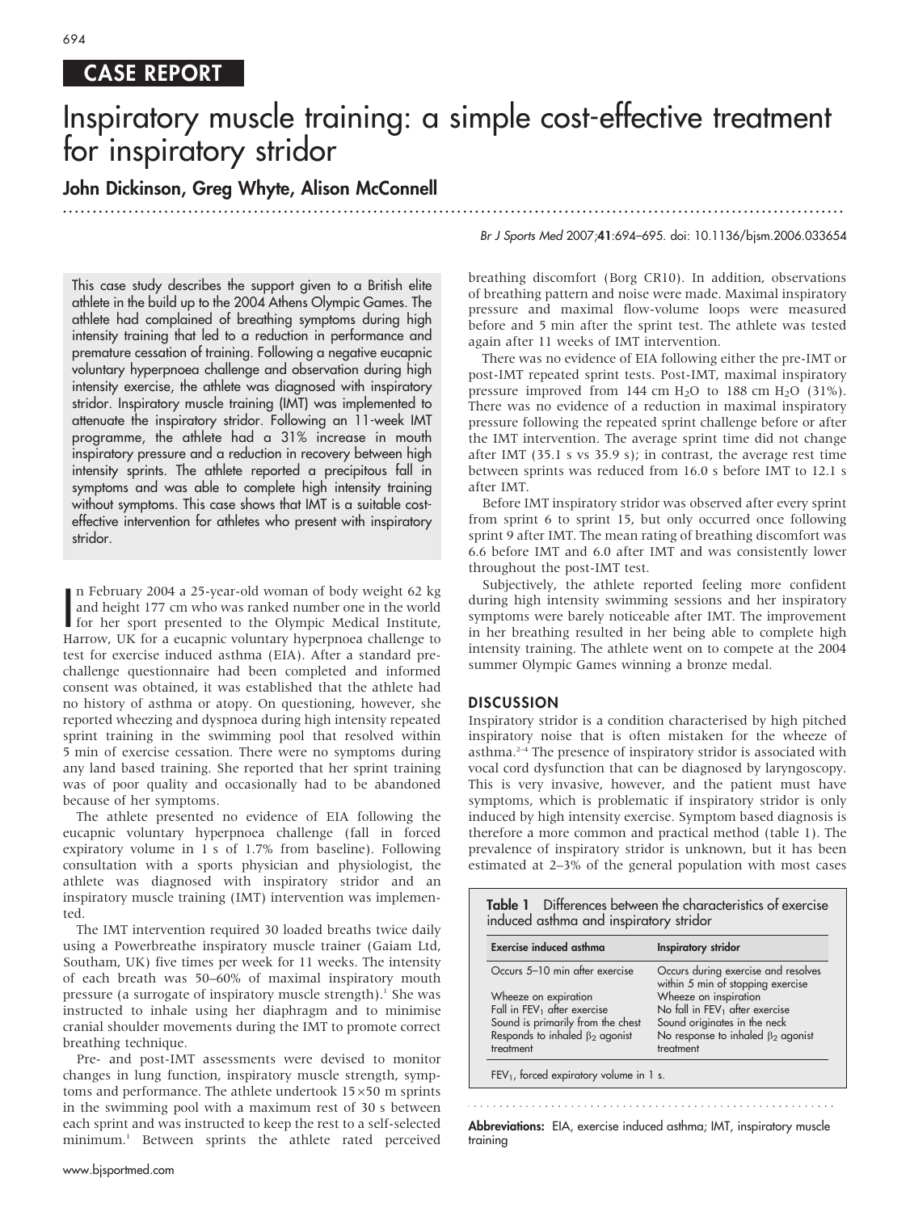CASE REPORT

# Inspiratory muscle training: a simple cost-effective treatment for inspiratory stridor

**John Dickinson, Greg Whyte, Alison McConnell**

*Br J Sports Med* 2007;**41**:694–695. doi: 10.1136/bjsm.2006.033654

This case study describes the support given to a British elite athlete in the build up to the 2004 Athens Olympic Games. The athlete had complained of breathing symptoms during high intensity training that led to a reduction in performance and premature cessation of training. Following a negative eucapnic voluntary hyperpnoea challenge and observation during high intensity exercise, the athlete was diagnosed with inspiratory stridor. Inspiratory muscle training (IMT) was implemented to attenuate the inspiratory stridor. Following an 11-week IMT programme, the athlete had a 31% increase in mouth inspiratory pressure and a reduction in recovery between high intensity sprints. The athlete reported a precipitous fall in symptoms and was able to complete high intensity training without symptoms. This case shows that IMT is a suitable cost-effective intervention for athletes who present with inspiratory stridor.

In February 2004 a 25-year-old woman of body weight 62 kg and height 177 cm who was ranked number one in the world for her sport presented to the Olympic Medical Institute, Harrow, UK for a eucapnic voluntary hyperpnoea challenge to test for exercise induced asthma (EIA). After a standard pre-challenge questionnaire had been completed and informed consent was obtained, it was established that the athlete had no history of asthma or atopy. On questioning, however, she reported wheezing and dyspnoea during high intensity repeated sprint training in the swimming pool that resolved within 5 min of exercise cessation. There were no symptoms during any land based training. She reported that her sprint training was of poor quality and occasionally had to be abandoned because of her symptoms.

The athlete presented no evidence of EIA following the eucapnic voluntary hyperpnoea challenge (fall in forced expiratory volume in 1 s of 1.7% from baseline). Following consultation with a sports physician and physiologist, the athlete was diagnosed with inspiratory stridor and an inspiratory muscle training (IMT) intervention was implemented.

The IMT intervention required 30 loaded breaths twice daily using a Powerbreathe inspiratory muscle trainer (Gaiam Ltd, Southam, UK) five times per week for 11 weeks. The intensity of each breath was 50–60% of maximal inspiratory mouth pressure (a surrogate of inspiratory muscle strength).[1] She was instructed to inhale using her diaphragm and to minimise cranial shoulder movements during the IMT to promote correct breathing technique.

Pre- and post-IMT assessments were devised to monitor changes in lung function, inspiratory muscle strength, symptoms and performance. The athlete undertook 15×50 m sprints in the swimming pool with a maximum rest of 30 s between each sprint and was instructed to keep the rest to a self-selected minimum.[1] Between sprints the athlete rated perceived breathing discomfort (Borg CR10). In addition, observations of breathing pattern and noise were made. Maximal inspiratory pressure and maximal flow-volume loops were measured before and 5 min after the sprint test. The athlete was tested again after 11 weeks of IMT intervention.

There was no evidence of EIA following either the pre-IMT or post-IMT repeated sprint tests. Post-IMT, maximal inspiratory pressure improved from 144 cm $H_2O$ to 188 cm $H_2O$ (31%). There was no evidence of a reduction in maximal inspiratory pressure following the repeated sprint challenge before or after the IMT intervention. The average sprint time did not change after IMT (35.1 s vs 35.9 s); in contrast, the average rest time between sprints was reduced from 16.0 s before IMT to 12.1 s after IMT.

Before IMT inspiratory stridor was observed after every sprint from sprint 6 to sprint 15, but only occurred once following sprint 9 after IMT. The mean rating of breathing discomfort was 6.6 before IMT and 6.0 after IMT and was consistently lower throughout the post-IMT test.

Subjectively, the athlete reported feeling more confident during high intensity swimming sessions and her inspiratory symptoms were barely noticeable after IMT. The improvement in her breathing resulted in her being able to complete high intensity training. The athlete went on to compete at the 2004 summer Olympic Games winning a bronze medal.

## DISCUSSION

Inspiratory stridor is a condition characterised by high pitched inspiratory noise that is often mistaken for the wheeze of asthma.[2–4] The presence of inspiratory stridor is associated with vocal cord dysfunction that can be diagnosed by laryngoscopy. This is very invasive, however, and the patient must have symptoms, which is problematic if inspiratory stridor is only induced by high intensity exercise. Symptom based diagnosis is therefore a more common and practical method (table 1). The prevalence of inspiratory stridor is unknown, but it has been estimated at 2–3% of the general population with most cases

**Table 1** Differences between the characteristics of exercise induced asthma and inspiratory stridor

| Exercise induced asthma | Inspiratory stridor |
|---|---|
| Occurs 5–10 min after exercise | Occurs during exercise and resolves within 5 min of stopping exercise |
| Wheeze on expiration | Wheeze on inspiration |
| Fall in $FEV_1$ after exercise | No fall in $FEV_1$ after exercise |
| Sound is primarily from the chest | Sound originates in the neck |
| Responds to inhaled $\beta_2$ agonist treatment | No response to inhaled $\beta_2$ agonist treatment |

$FEV_1$, forced expiratory volume in 1 s.

**Abbreviations:** EIA, exercise induced asthma; IMT, inspiratory muscle training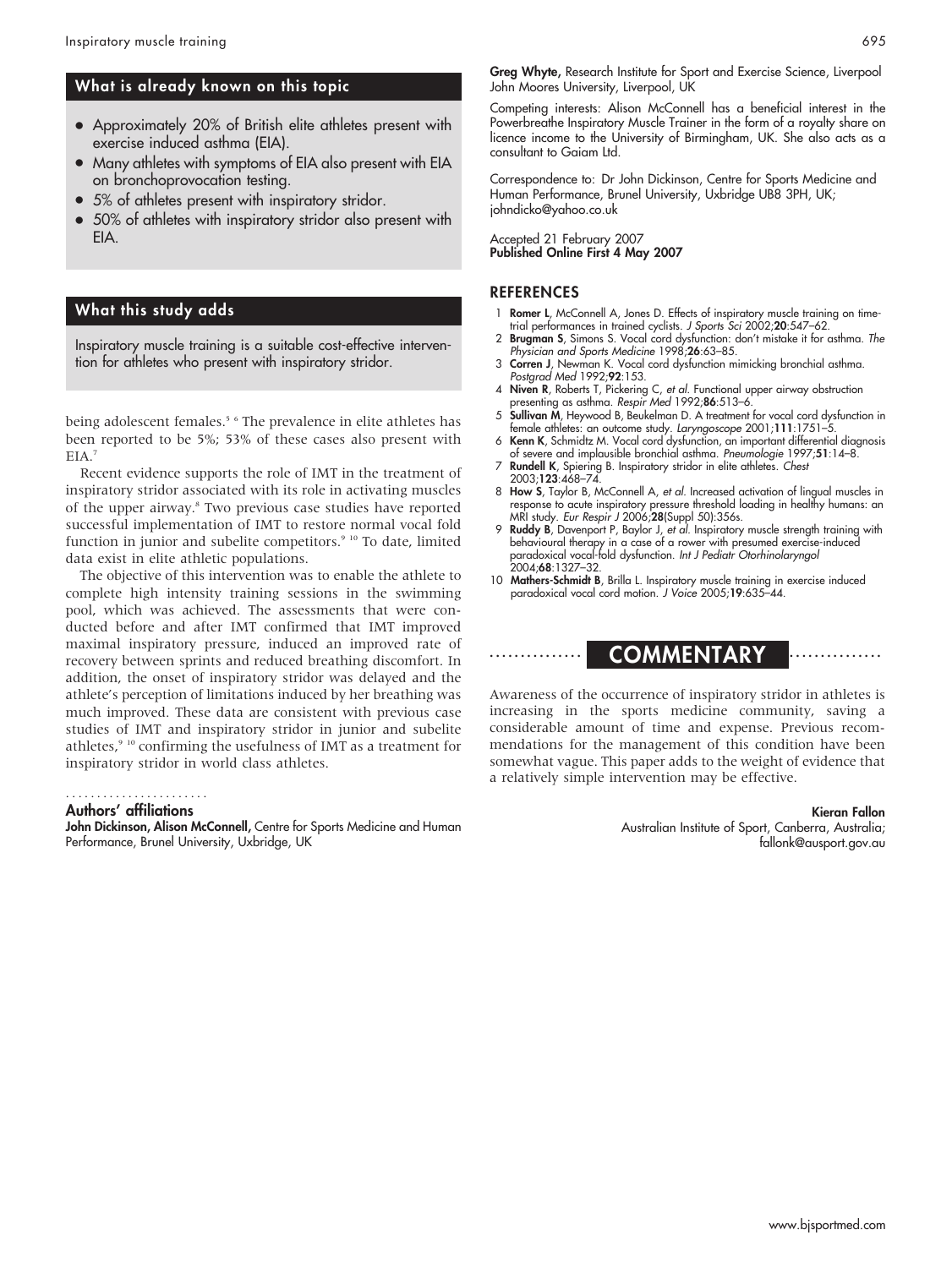## What is already known on this topic

- Approximately 20% of British elite athletes present with exercise induced asthma (EIA).
- Many athletes with symptoms of EIA also present with EIA on bronchoprovocation testing.
- 5% of athletes present with inspiratory stridor.
- 50% of athletes with inspiratory stridor also present with EIA.

## What this study adds

Inspiratory muscle training is a suitable cost-effective intervention for athletes who present with inspiratory stridor.

being adolescent females.[5 6] The prevalence in elite athletes has been reported to be 5%; 53% of these cases also present with EIA.[7]

Recent evidence supports the role of IMT in the treatment of inspiratory stridor associated with its role in activating muscles of the upper airway.[8] Two previous case studies have reported successful implementation of IMT to restore normal vocal fold function in junior and subelite competitors.[9 10] To date, limited data exist in elite athletic populations.

The objective of this intervention was to enable the athlete to complete high intensity training sessions in the swimming pool, which was achieved. The assessments that were conducted before and after IMT confirmed that IMT improved maximal inspiratory pressure, induced an improved rate of recovery between sprints and reduced breathing discomfort. In addition, the onset of inspiratory stridor was delayed and the athlete's perception of limitations induced by her breathing was much improved. These data are consistent with previous case studies of IMT and inspiratory stridor in junior and subelite athletes,[9 10] confirming the usefulness of IMT as a treatment for inspiratory stridor in world class athletes.

### Authors' affiliations

**John Dickinson, Alison McConnell,** Centre for Sports Medicine and Human Performance, Brunel University, Uxbridge, UK

**Greg Whyte,** Research Institute for Sport and Exercise Science, Liverpool John Moores University, Liverpool, UK

Competing interests: Alison McConnell has a beneficial interest in the Powerbreathe Inspiratory Muscle Trainer in the form of a royalty share on licence income to the University of Birmingham, UK. She also acts as a consultant to Gaiam Ltd.

Correspondence to: Dr John Dickinson, Centre for Sports Medicine and Human Performance, Brunel University, Uxbridge UB8 3PH, UK; johndicko@yahoo.co.uk

Accepted 21 February 2007
**Published Online First 4 May 2007**

## REFERENCES

1. **Romer L**, McConnell A, Jones D. Effects of inspiratory muscle training on time-trial performances in trained cyclists. *J Sports Sci* 2002;**20**:547–62.
2. **Brugman S**, Simons S. Vocal cord dysfunction: don't mistake it for asthma. *The Physician and Sports Medicine* 1998;**26**:63–85.
3. **Corren J**, Newman K. Vocal cord dysfunction mimicking bronchial asthma. *Postgrad Med* 1992;**92**:153.
4. **Niven R**, Roberts T, Pickering C, *et al*. Functional upper airway obstruction presenting as asthma. *Respir Med* 1992;**86**:513–6.
5. **Sullivan M**, Heywood B, Beukelman D. A treatment for vocal cord dysfunction in female athletes: an outcome study. *Laryngoscope* 2001;**111**:1751–5.
6. **Kenn K**, Schmidtz M. Vocal cord dysfunction, an important differential diagnosis of severe and implausible bronchial asthma. *Pneumologie* 1997;**51**:14–8.
7. **Rundell K**, Spiering B. Inspiratory stridor in elite athletes. *Chest* 2003;**123**:468–74.
8. **How S**, Taylor B, McConnell A, *et al*. Increased activation of lingual muscles in response to acute inspiratory pressure threshold loading in healthy humans: an MRI study. *Eur Respir J* 2006;**28**(Suppl 50):356s.
9. **Ruddy B**, Davenport P, Baylor J, *et al*. Inspiratory muscle strength training with behavioural therapy in a case of a rower with presumed exercise-induced paradoxical vocal-fold dysfunction. *Int J Pediatr Otorhinolaryngol* 2004;**68**:1327–32.
10. **Mathers-Schmidt B**, Brilla L. Inspiratory muscle training in exercise induced paradoxical vocal cord motion. *J Voice* 2005;**19**:635–44.

## COMMENTARY

Awareness of the occurrence of inspiratory stridor in athletes is increasing in the sports medicine community, saving a considerable amount of time and expense. Previous recommendations for the management of this condition have been somewhat vague. This paper adds to the weight of evidence that a relatively simple intervention may be effective.

**Kieran Fallon**
Australian Institute of Sport, Canberra, Australia;
fallonk@ausport.gov.au